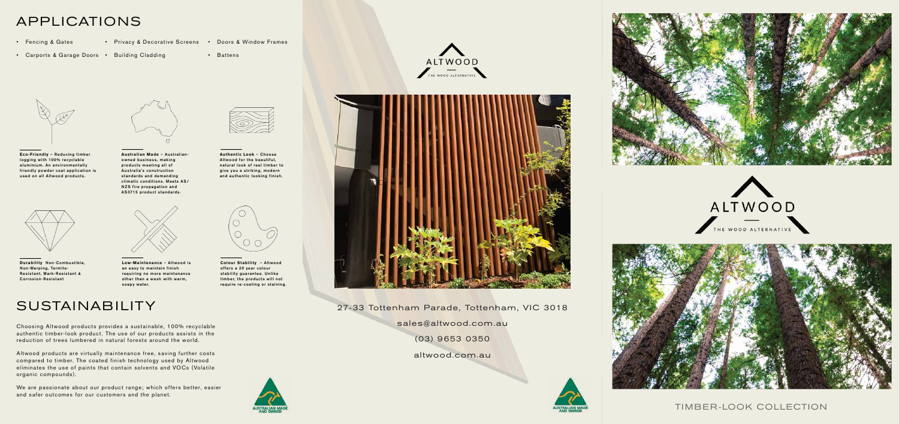## APPLICATIONS

- Fencing & Gates
- Privacy & Decorative Screens
- Doors & Window Frames
- Carports & Garage Doors
- Building Cladding
- Battens

**Eco-Friendly** – Reducing timber logging with 100% recyclable aluminium. An environmentally friendly powder coat application is used on all Altwood products.

**Australian Made** – Australian-owned business, making products meeting all of Australia's construction standards and demanding climatic conditions. Meets AS/NZS fire propagation and AS3715 product standards.

**Authentic Look** – Choose Altwood for the beautiful, natural look of real timber to give you a striking, modern and authentic looking finish.

**Durability** Non-Combustible, Non-Warping, Termite-Resistant, Mark-Resistant & Corrosion-Resistant

**Low-Maintenance** – Altwood is an easy to maintain finish requiring no more maintenance other than a wash with warm, soapy water.

**Colour Stability** – Altwood offers a 20 year colour stability guarantee. Unlike timber, the products will not require re-coating or staining.

## SUSTAINABILITY

Choosing Altwood products provides a sustainable, 100% recyclable authentic timber-look product. The use of our products assists in the reduction of trees lumbered in natural forests around the world.

Altwood products are virtually maintenance free, saving further costs compared to timber. The coated finish technology used by Altwood eliminates the use of paints that contain solvents and VOCs (Volatile organic compounds).

We are passionate about our product range; which offers better, easier and safer outcomes for our customers and the planet.

ALTWOOD
THE WOOD ALTERNATIVE

27-33 Tottenham Parade, Tottenham, VIC 3018

sales@altwood.com.au

(03) 9653 0350

altwood.com.au

ALTWOOD
THE WOOD ALTERNATIVE

TIMBER-LOOK COLLECTION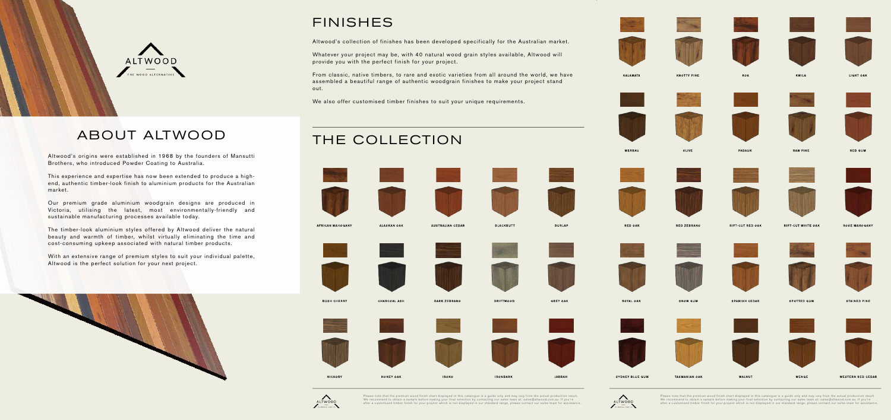ALTWOOD
THE WOOD ALTERNATIVE

# ABOUT ALTWOOD

Altwood's origins were established in 1968 by the founders of Mansutti Brothers, who introduced Powder Coating to Australia.

This experience and expertise has now been extended to produce a high-end, authentic timber-look finish to aluminium products for the Australian market.

Our premium grade aluminium woodgrain designs are produced in Victoria, utilising the latest, most environmentally-friendly and sustainable manufacturing processes available today.

The timber-look aluminium styles offered by Altwood deliver the natural beauty and warmth of timber, whilst virtually eliminating the time and cost-consuming upkeep associated with natural timber products.

With an extensive range of premium styles to suit your individual palette, Altwood is the perfect solution for your next project.

# FINISHES

Altwood's collection of finishes has been developed specifically for the Australian market.

Whatever your project may be, with 40 natural wood grain styles available, Altwood will provide you with the perfect finish for your project.

From classic, native timbers, to rare and exotic varieties from all around the world, we have assembled a beautiful range of authentic woodgrain finishes to make your project stand out.

We also offer customised timber finishes to suit your unique requirements.

# THE COLLECTION

AFRICAN MAHOGANY
ALASKAN OAK
AUSTRALIAN CEDAR
BLACKBUTT
BURLAP

BUSH CHERRY
CHARCOAL ASH
DARK ZEBRANO
DRIFTWOOD
GREY OAK

HICKORY
HONEY OAK
IROKO
IRONBARK
JARRAH

Please note that the premium wood finish chart displayed in this catalogue is a guide only and may vary from the actual production result. We recommend to obtain a sample before making your final selection by contacting our sales team at: sales@altwood.com.au. If you're after a customised timber finish for your project which is not displayed in our standard range, please contact our sales team for assistance.

KALAMATA
KNOTTY PINE
KOA
KWILA
LIGHT OAK

MERBAU
OLIVE
PADAUK
RAW PINE
RED GUM

RED OAK
RED ZEBRANO
RIFT-CUT RED OAK
RIFT-CUT WHITE OAK
ROSE MAHOGANY

ROYAL OAK
SNOW GUM
SPANISH CEDAR
SPOTTED GUM
STAINED PINE

SYDNEY BLUE GUM
TASMANIAN OAK
WALNUT
WENGE
WESTERN RED CEDAR

Please note that the premium wood finish chart displayed in this catalogue is a guide only and may vary from the actual production result. We recommend to obtain a sample before making your final selection by contacting our sales team at: sales@altwood.com.au. If you're after a customised timber finish for your project which is not displayed in our standard range, please contact our sales team for assistance.